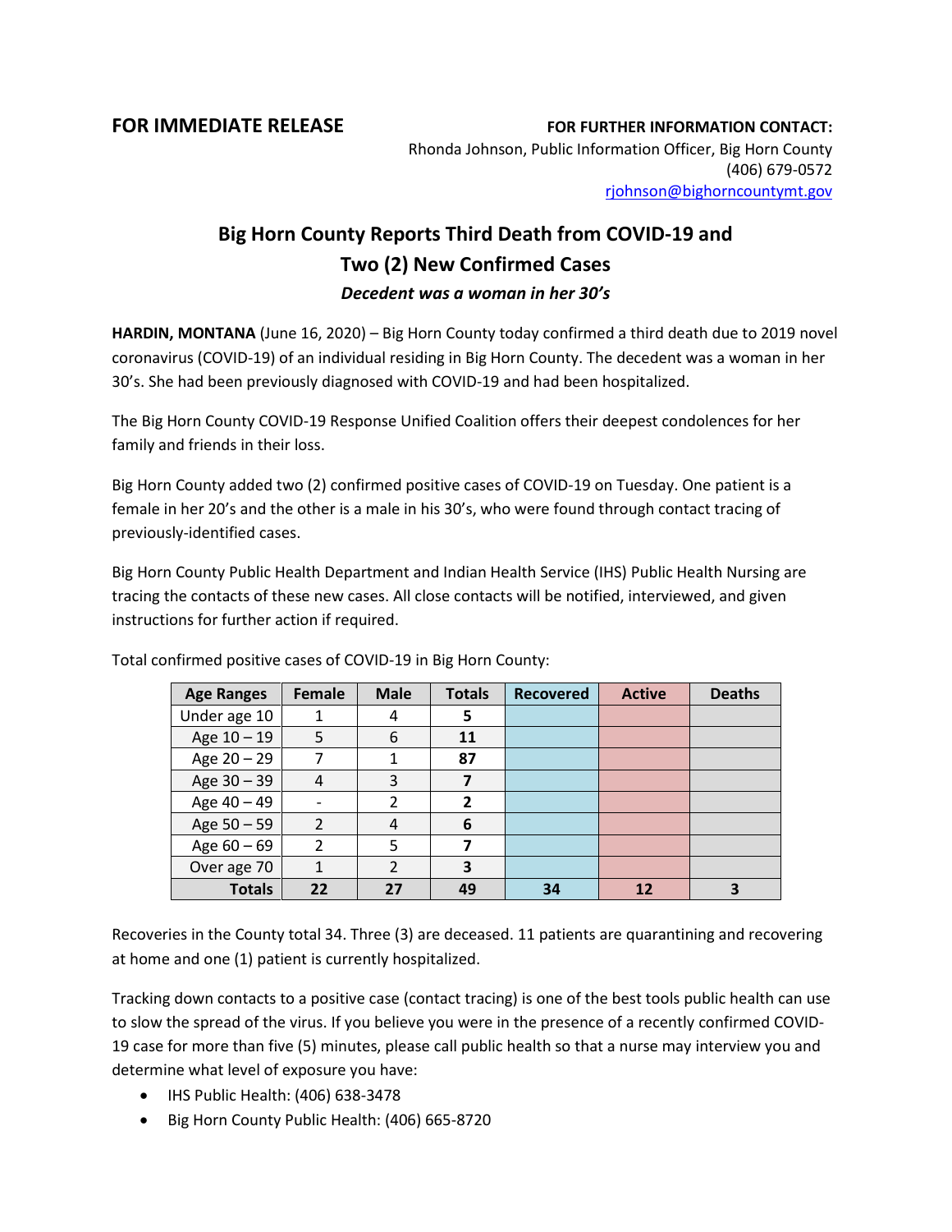**FOR IMMEDIATE RELEASE**

**FOR FURTHER INFORMATION CONTACT:**
Rhonda Johnson, Public Information Officer, Big Horn County
(406) 679-0572
rjohnson@bighorncountymt.gov

# Big Horn County Reports Third Death from COVID-19 and Two (2) New Confirmed Cases

***Decedent was a woman in her 30's***

**HARDIN, MONTANA** (June 16, 2020) – Big Horn County today confirmed a third death due to 2019 novel coronavirus (COVID-19) of an individual residing in Big Horn County. The decedent was a woman in her 30's. She had been previously diagnosed with COVID-19 and had been hospitalized.

The Big Horn County COVID-19 Response Unified Coalition offers their deepest condolences for her family and friends in their loss.

Big Horn County added two (2) confirmed positive cases of COVID-19 on Tuesday. One patient is a female in her 20's and the other is a male in his 30's, who were found through contact tracing of previously-identified cases.

Big Horn County Public Health Department and Indian Health Service (IHS) Public Health Nursing are tracing the contacts of these new cases. All close contacts will be notified, interviewed, and given instructions for further action if required.

Total confirmed positive cases of COVID-19 in Big Horn County:

| Age Ranges | Female | Male | Totals | Recovered | Active | Deaths |
|---|---|---|---|---|---|---|
| Under age 10 | 1 | 4 | **5** | | | |
| Age 10 – 19 | 5 | 6 | **11** | | | |
| Age 20 – 29 | 7 | 1 | **87** | | | |
| Age 30 – 39 | 4 | 3 | **7** | | | |
| Age 40 – 49 | - | 2 | **2** | | | |
| Age 50 – 59 | 2 | 4 | **6** | | | |
| Age 60 – 69 | 2 | 5 | **7** | | | |
| Over age 70 | 1 | 2 | **3** | | | |
| **Totals** | **22** | **27** | **49** | **34** | **12** | **3** |

Recoveries in the County total 34. Three (3) are deceased. 11 patients are quarantining and recovering at home and one (1) patient is currently hospitalized.

Tracking down contacts to a positive case (contact tracing) is one of the best tools public health can use to slow the spread of the virus. If you believe you were in the presence of a recently confirmed COVID-19 case for more than five (5) minutes, please call public health so that a nurse may interview you and determine what level of exposure you have:

- IHS Public Health: (406) 638-3478
- Big Horn County Public Health: (406) 665-8720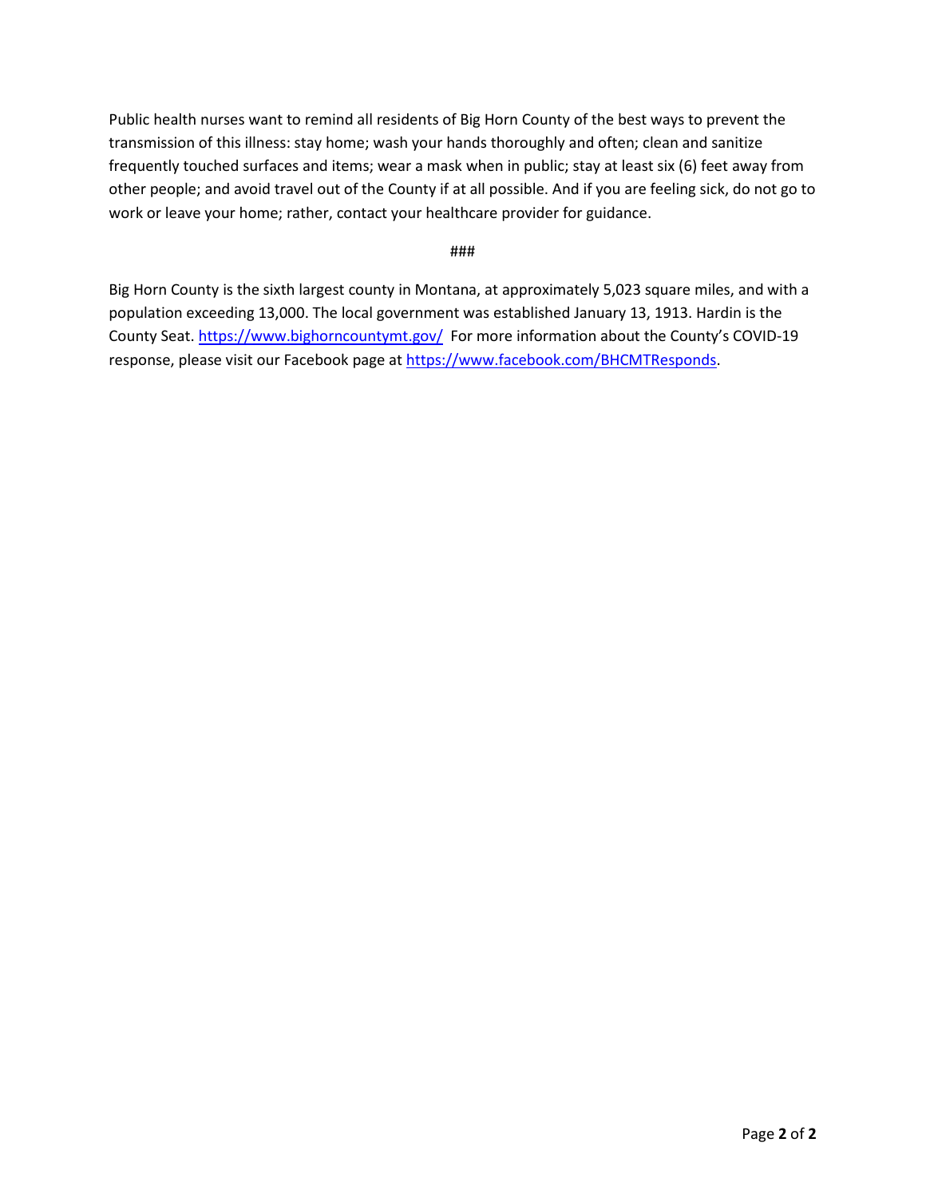Public health nurses want to remind all residents of Big Horn County of the best ways to prevent the transmission of this illness: stay home; wash your hands thoroughly and often; clean and sanitize frequently touched surfaces and items; wear a mask when in public; stay at least six (6) feet away from other people; and avoid travel out of the County if at all possible. And if you are feeling sick, do not go to work or leave your home; rather, contact your healthcare provider for guidance.

###

Big Horn County is the sixth largest county in Montana, at approximately 5,023 square miles, and with a population exceeding 13,000. The local government was established January 13, 1913. Hardin is the County Seat. https://www.bighorncountymt.gov/ For more information about the County's COVID-19 response, please visit our Facebook page at https://www.facebook.com/BHCMTResponds.